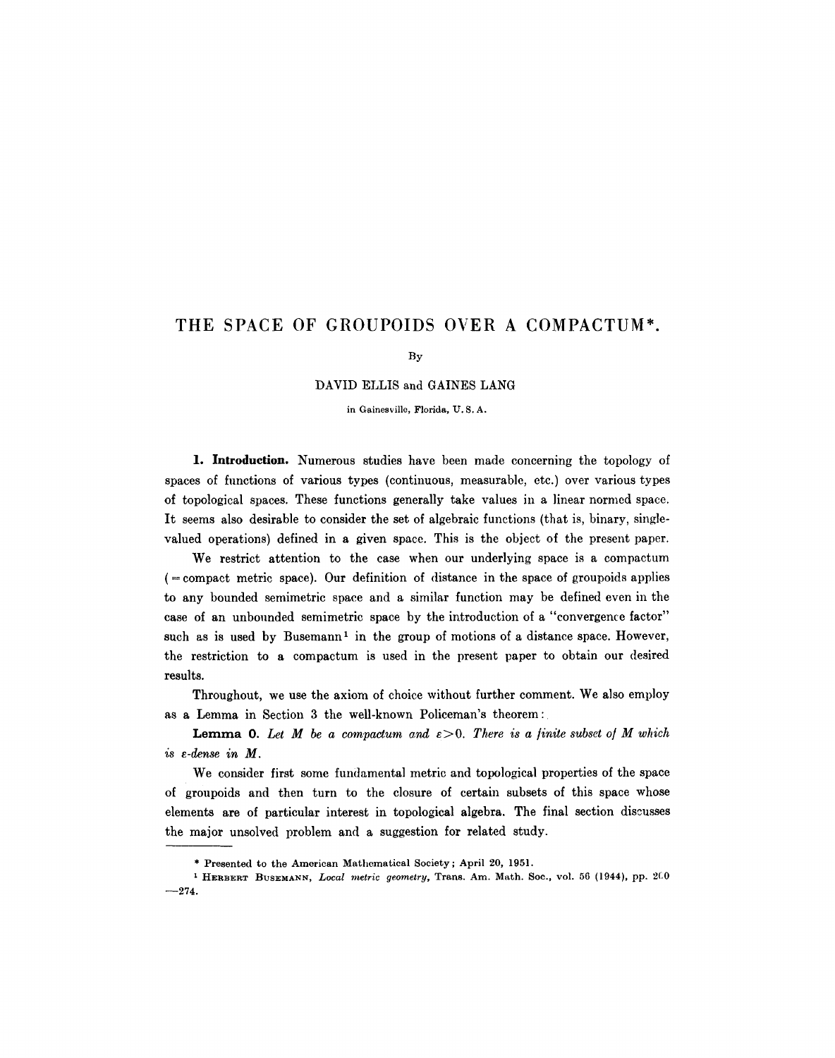# THE SPACE OF GROUPOIDS OVER A COMPACTUM*.

By

DAVID ELLIS and GAINES LANG

in Gainesville, Florida, U. S. A.

**1. Introduction.** Numerous studies have been made concerning the topology of spaces of functions of various types (continuous, measurable, etc.) over various types of topological spaces. These functions generally take values in a linear normed space. It seems also desirable to consider the set of algebraic functions (that is, binary, single-valued operations) defined in a given space. This is the object of the present paper.

We restrict attention to the case when our underlying space is a compactum (= compact metric space). Our definition of distance in the space of groupoids applies to any bounded semimetric space and a similar function may be defined even in the case of an unbounded semimetric space by the introduction of a "convergence factor" such as is used by Busemann[1] in the group of motions of a distance space. However, the restriction to a compactum is used in the present paper to obtain our desired results.

Throughout, we use the axiom of choice without further comment. We also employ as a Lemma in Section 3 the well-known Policeman's theorem:

**Lemma 0.** *Let $M$ be a compactum and $\varepsilon > 0$. There is a finite subset of $M$ which is $\varepsilon$-dense in $M$.*

We consider first some fundamental metric and topological properties of the space of groupoids and then turn to the closure of certain subsets of this space whose elements are of particular interest in topological algebra. The final section discusses the major unsolved problem and a suggestion for related study.

---

\* Presented to the American Mathematical Society; April 20, 1951.

[1] HERBERT BUSEMANN, *Local metric geometry*, Trans. Am. Math. Soc., vol. 56 (1944), pp. 200—274.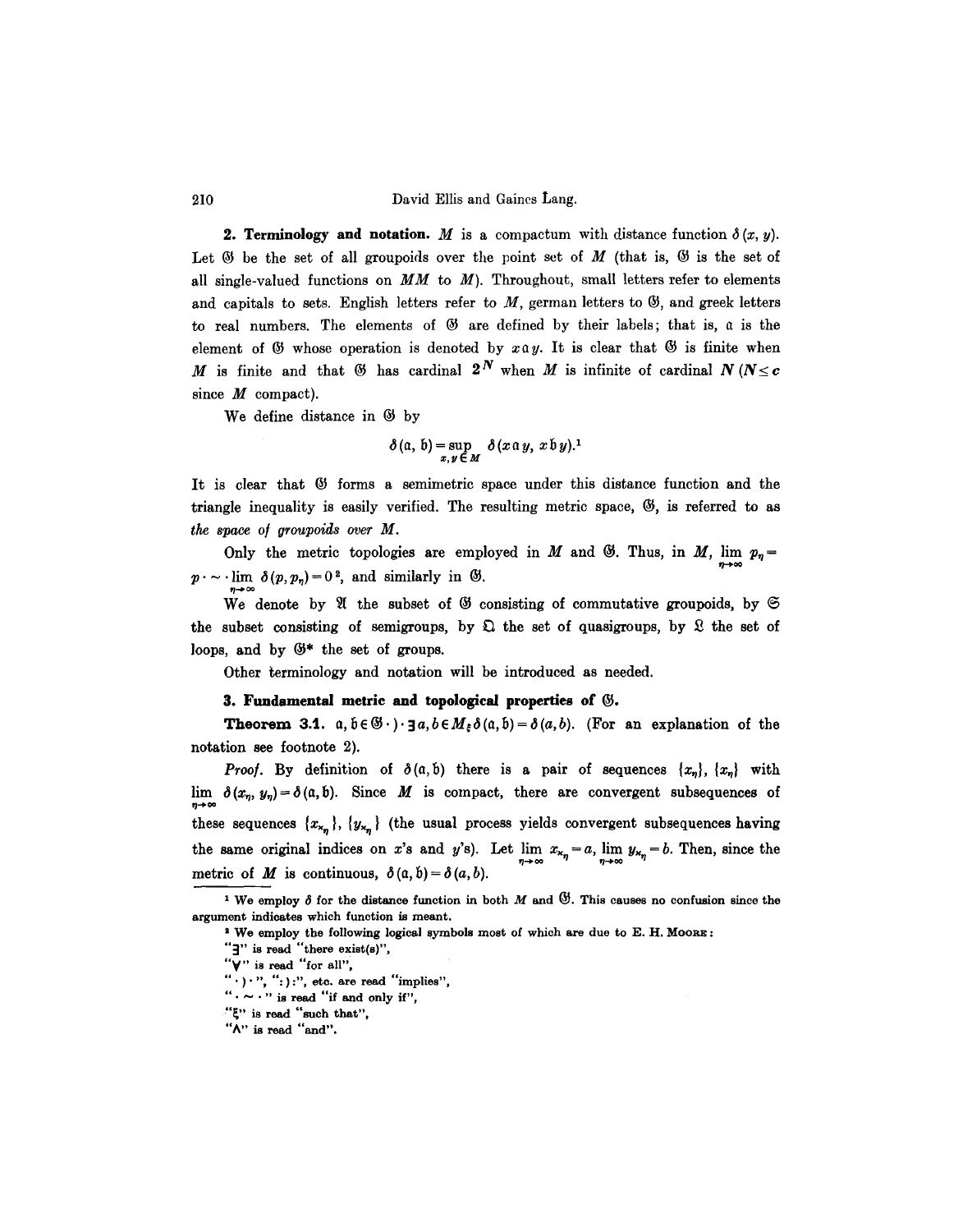**2. Terminology and notation.** $M$ is a compactum with distance function $\delta(x, y)$. Let $\mathfrak{G}$ be the set of all groupoids over the point set of $M$ (that is, $\mathfrak{G}$ is the set of all single-valued functions on $MM$ to $M$). Throughout, small letters refer to elements and capitals to sets. English letters refer to $M$, german letters to $\mathfrak{G}$, and greek letters to real numbers. The elements of $\mathfrak{G}$ are defined by their labels; that is, $\mathfrak{a}$ is the element of $\mathfrak{G}$ whose operation is denoted by $x\mathfrak{a}y$. It is clear that $\mathfrak{G}$ is finite when $M$ is finite and that $\mathfrak{G}$ has cardinal $2^N$ when $M$ is infinite of cardinal $N$ ($N \leq c$ since $M$ compact).

We define distance in $\mathfrak{G}$ by

$$\delta(\mathfrak{a}, \mathfrak{b}) = \sup_{x,y \in M} \delta(x\mathfrak{a}y, x\mathfrak{b}y).[1]$$

It is clear that $\mathfrak{G}$ forms a semimetric space under this distance function and the triangle inequality is easily verified. The resulting metric space, $\mathfrak{G}$, is referred to as *the space of groupoids over M*.

Only the metric topologies are employed in $M$ and $\mathfrak{G}$. Thus, in $M$, $\lim_{\eta\to\infty} p_\eta = p \cdot \sim \cdot \lim_{\eta\to\infty} \delta(p, p_\eta) = 0$[2], and similarly in $\mathfrak{G}$.

We denote by $\mathfrak{A}$ the subset of $\mathfrak{G}$ consisting of commutative groupoids, by $\mathfrak{S}$ the subset consisting of semigroups, by $\mathfrak{Q}$ the set of quasigroups, by $\mathfrak{L}$ the set of loops, and by $\mathfrak{G}^*$ the set of groups.

Other terminology and notation will be introduced as needed.

**3. Fundamental metric and topological properties of $\mathfrak{G}$.**

**Theorem 3.1.** $\mathfrak{a}, \mathfrak{b} \in \mathfrak{G} \cdot ) \cdot \exists a, b \in M \ni \delta(\mathfrak{a}, \mathfrak{b}) = \delta(a, b)$. (For an explanation of the notation see footnote 2).

*Proof.* By definition of $\delta(\mathfrak{a}, \mathfrak{b})$ there is a pair of sequences $\{x_\eta\}$, $\{x_\eta\}$ with $\lim_{\eta\to\infty} \delta(x_\eta, y_\eta) = \delta(\mathfrak{a}, \mathfrak{b})$. Since $M$ is compact, there are convergent subsequences of these sequences $\{x_{\varkappa_\eta}\}$, $\{y_{\varkappa_\eta}\}$ (the usual process yields convergent subsequences having the same original indices on $x$'s and $y$'s). Let $\lim_{\eta\to\infty} x_{\varkappa_\eta} = a$, $\lim_{\eta\to\infty} y_{\varkappa_\eta} = b$. Then, since the metric of $M$ is continuous, $\delta(\mathfrak{a}, \mathfrak{b}) = \delta(a, b)$.

---

[1] We employ $\delta$ for the distance function in both $M$ and $\mathfrak{G}$. This causes no confusion since the argument indicates which function is meant.

[2] We employ the following logical symbols most of which are due to E. H. Moore:

"$\exists$" is read "there exist(s)",

"$\forall$" is read "for all",

"$\cdot ) \cdot$", "$: ) :$", etc. are read "implies",

"$\cdot \sim \cdot$" is read "if and only if",

"$\ni$" is read "such that",

"$\wedge$" is read "and".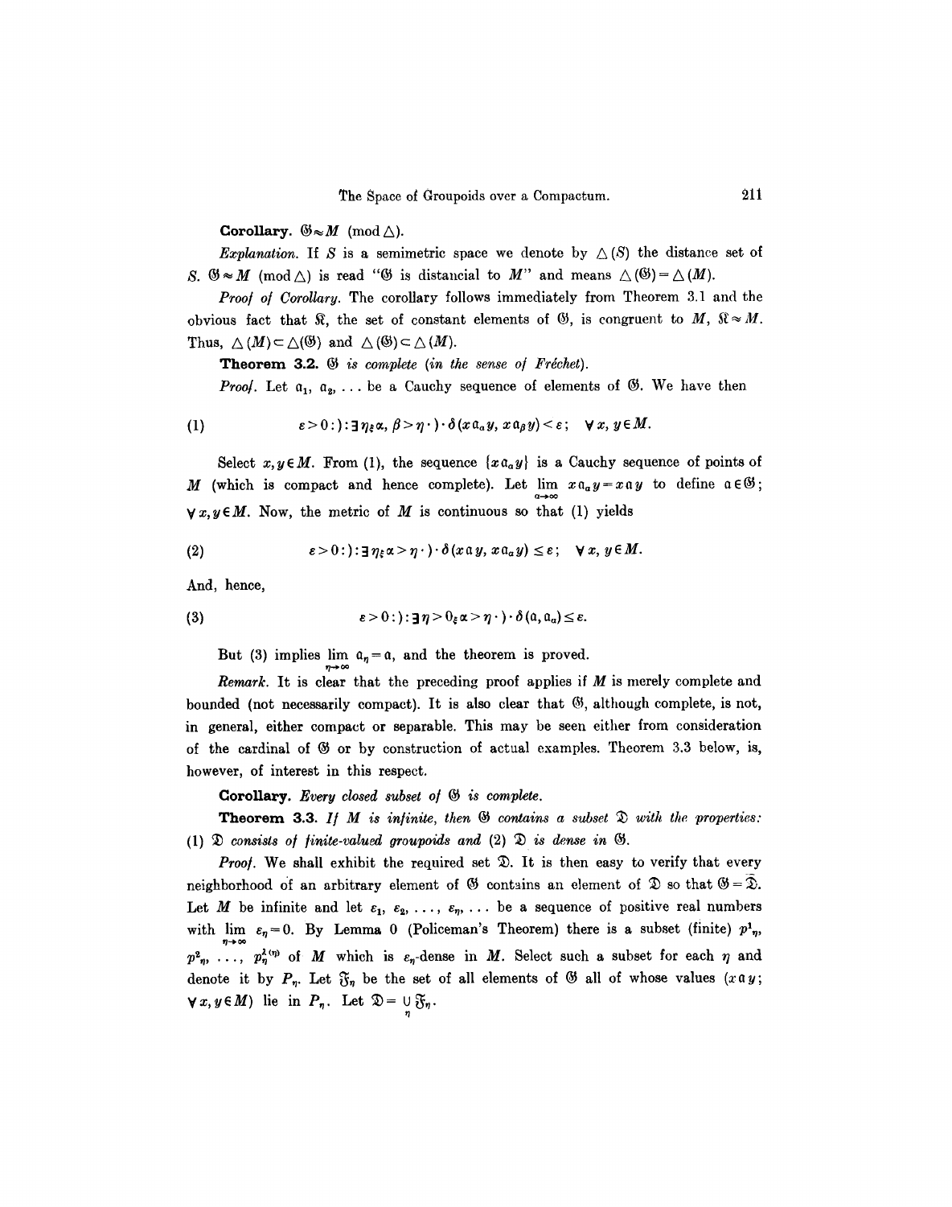**Corollary.** $\mathfrak{G} \approx M \pmod{\triangle}$.

*Explanation.* If $S$ is a semimetric space we denote by $\triangle(S)$ the distance set of $S$. $\mathfrak{G} \approx M \pmod{\triangle}$ is read "$\mathfrak{G}$ is distancial to $M$" and means $\triangle(\mathfrak{G}) = \triangle(M)$.

*Proof of Corollary.* The corollary follows immediately from Theorem 3.1 and the obvious fact that $\mathfrak{K}$, the set of constant elements of $\mathfrak{G}$, is congruent to $M$, $\mathfrak{K} \approx M$. Thus, $\triangle(M) \subset \triangle(\mathfrak{G})$ and $\triangle(\mathfrak{G}) \subset \triangle(M)$.

**Theorem 3.2.** *$\mathfrak{G}$ is complete (in the sense of Fréchet).*

*Proof.* Let $\mathfrak{a}_1, \mathfrak{a}_2, \ldots$ be a Cauchy sequence of elements of $\mathfrak{G}$. We have then

$$(1) \qquad \varepsilon > 0 : ) : \exists \eta_{\xi} \alpha, \beta > \eta \cdot ) \cdot \delta(x\mathfrak{a}_{\alpha}y, x\mathfrak{a}_{\beta}y) < \varepsilon ; \quad \forall x, y \in M.$$

Select $x, y \in M$. From (1), the sequence $\{x\mathfrak{a}_{\alpha}y\}$ is a Cauchy sequence of points of $M$ (which is compact and hence complete). Let $\lim\limits_{\alpha\to\infty} x\mathfrak{a}_{\alpha}y = x\mathfrak{a}y$ to define $\mathfrak{a} \in \mathfrak{G}$; $\forall x, y \in M$. Now, the metric of $M$ is continuous so that (1) yields

$$(2) \qquad \varepsilon > 0 : ) : \exists \eta_{\xi} \alpha > \eta \cdot ) \cdot \delta(x\mathfrak{a}y, x\mathfrak{a}_{\alpha}y) \leq \varepsilon ; \quad \forall x, y \in M.$$

And, hence,

$$(3) \qquad \varepsilon > 0 : ) : \exists \eta > 0_{\xi} \alpha > \eta \cdot ) \cdot \delta(\mathfrak{a}, \mathfrak{a}_{\alpha}) \leq \varepsilon .$$

But (3) implies $\lim\limits_{\eta\to\infty} \mathfrak{a}_{\eta} = \mathfrak{a}$, and the theorem is proved.

*Remark.* It is clear that the preceding proof applies if $M$ is merely complete and bounded (not necessarily compact). It is also clear that $\mathfrak{G}$, although complete, is not, in general, either compact or separable. This may be seen either from consideration of the cardinal of $\mathfrak{G}$ or by construction of actual examples. Theorem 3.3 below, is, however, of interest in this respect.

**Corollary.** *Every closed subset of $\mathfrak{G}$ is complete.*

**Theorem 3.3.** *If $M$ is infinite, then $\mathfrak{G}$ contains a subset $\mathfrak{D}$ with the properties: (1) $\mathfrak{D}$ consists of finite-valued groupoids and (2) $\mathfrak{D}$ is dense in $\mathfrak{G}$.*

*Proof.* We shall exhibit the required set $\mathfrak{D}$. It is then easy to verify that every neighborhood of an arbitrary element of $\mathfrak{G}$ contains an element of $\mathfrak{D}$ so that $\mathfrak{G} = \bar{\mathfrak{D}}$. Let $M$ be infinite and let $\varepsilon_1, \varepsilon_2, \ldots, \varepsilon_{\eta}, \ldots$ be a sequence of positive real numbers with $\lim\limits_{\eta\to\infty} \varepsilon_{\eta} = 0$. By Lemma 0 (Policeman's Theorem) there is a subset (finite) $p^1_{\eta}, p^2_{\eta}, \ldots, p^{\lambda(\eta)}_{\eta}$ of $M$ which is $\varepsilon_{\eta}$-dense in $M$. Select such a subset for each $\eta$ and denote it by $P_{\eta}$. Let $\mathfrak{F}_{\eta}$ be the set of all elements of $\mathfrak{G}$ all of whose values ($x\mathfrak{a}y$; $\forall x, y \in M$) lie in $P_{\eta}$. Let $\mathfrak{D} = \bigcup\limits_{\eta} \mathfrak{F}_{\eta}$.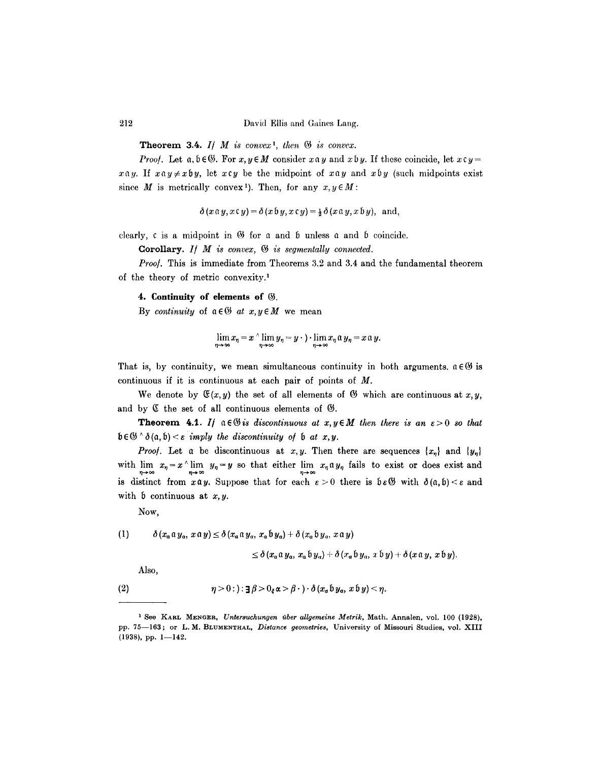**Theorem 3.4.** *If $M$ is convex*[1], *then $\mathfrak{G}$ is convex.*

*Proof.* Let $\mathfrak{a}, \mathfrak{b} \in \mathfrak{G}$. For $x, y \in M$ consider $x\mathfrak{a}y$ and $x\mathfrak{b}y$. If these coincide, let $x\mathfrak{c}y = x\mathfrak{a}y$. If $x\mathfrak{a}y \neq x\mathfrak{b}y$, let $x\mathfrak{c}y$ be the midpoint of $x\mathfrak{a}y$ and $x\mathfrak{b}y$ (such midpoints exist since $M$ is metrically convex[1]). Then, for any $x, y \in M$:

$$\delta(x\mathfrak{a}y, x\mathfrak{c}y) = \delta(x\mathfrak{b}y, x\mathfrak{c}y) = \tfrac{1}{2}\delta(x\mathfrak{a}y, x\mathfrak{b}y), \text{ and,}$$

clearly, $\mathfrak{c}$ is a midpoint in $\mathfrak{G}$ for $\mathfrak{a}$ and $\mathfrak{b}$ unless $\mathfrak{a}$ and $\mathfrak{b}$ coincide.

**Corollary.** *If $M$ is convex, $\mathfrak{G}$ is segmentally connected.*

*Proof.* This is immediate from Theorems 3.2 and 3.4 and the fundamental theorem of the theory of metric convexity.[1]

## 4. Continuity of elements of $\mathfrak{G}$.

By *continuity* of $\mathfrak{a} \in \mathfrak{G}$ *at* $x, y \in M$ we mean

$$\lim_{\eta\to\infty} x_\eta = x \wedge \lim_{\eta\to\infty} y_\eta = y \cdot) \cdot \lim_{\eta\to\infty} x_\eta \mathfrak{a} y_\eta = x\mathfrak{a}y.$$

That is, by continuity, we mean simultaneous continuity in both arguments. $\mathfrak{a} \in \mathfrak{G}$ is continuous if it is continuous at each pair of points of $M$.

We denote by $\mathfrak{C}(x, y)$ the set of all elements of $\mathfrak{G}$ which are continuous at $x, y$, and by $\mathfrak{C}$ the set of all continuous elements of $\mathfrak{G}$.

**Theorem 4.1.** *If $\mathfrak{a} \in \mathfrak{G}$ is discontinuous at $x, y \in M$ then there is an $\varepsilon > 0$ so that $\mathfrak{b} \in \mathfrak{G} \wedge \delta(\mathfrak{a}, \mathfrak{b}) < \varepsilon$ imply the discontinuity of $\mathfrak{b}$ at $x, y$.*

*Proof.* Let $\mathfrak{a}$ be discontinuous at $x, y$. Then there are sequences $\{x_\eta\}$ and $\{y_\eta\}$ with $\lim_{\eta\to\infty} x_\eta = x \wedge \lim_{\eta\to\infty} y_\eta = y$ so that either $\lim_{\eta\to\infty} x_\eta \mathfrak{a} y_\eta$ fails to exist or does exist and is distinct from $x\mathfrak{a}y$. Suppose that for each $\varepsilon > 0$ there is $\mathfrak{b} \in \mathfrak{G}$ with $\delta(\mathfrak{a}, \mathfrak{b}) < \varepsilon$ and with $\mathfrak{b}$ continuous at $x, y$.

Now,

$$(1) \qquad \delta(x_\alpha \mathfrak{a} y_\alpha, x\mathfrak{a}y) \leq \delta(x_\alpha \mathfrak{a} y_\alpha, x_\alpha \mathfrak{b} y_\alpha) + \delta(x_\alpha \mathfrak{b} y_\alpha, x\mathfrak{a}y)$$
$$\leq \delta(x_\alpha \mathfrak{a} y_\alpha, x_\alpha \mathfrak{b} y_\alpha) + \delta(x_\alpha \mathfrak{b} y_\alpha, x\mathfrak{b}y) + \delta(x\mathfrak{a}y, x\mathfrak{b}y).$$

Also,

$$(2) \qquad \eta > 0 :) : \exists \beta > 0 \,;\, \alpha > \beta \cdot) \cdot \delta(x_\alpha \mathfrak{b} y_\alpha, x\mathfrak{b}y) < \eta.$$

---

[1] See Karl Menger, *Untersuchungen über allgemeine Metrik*, Math. Annalen, vol. 100 (1928), pp. 75—163; or L. M. Blumenthal, *Distance geometries*, University of Missouri Studies, vol. XIII (1938), pp. 1—142.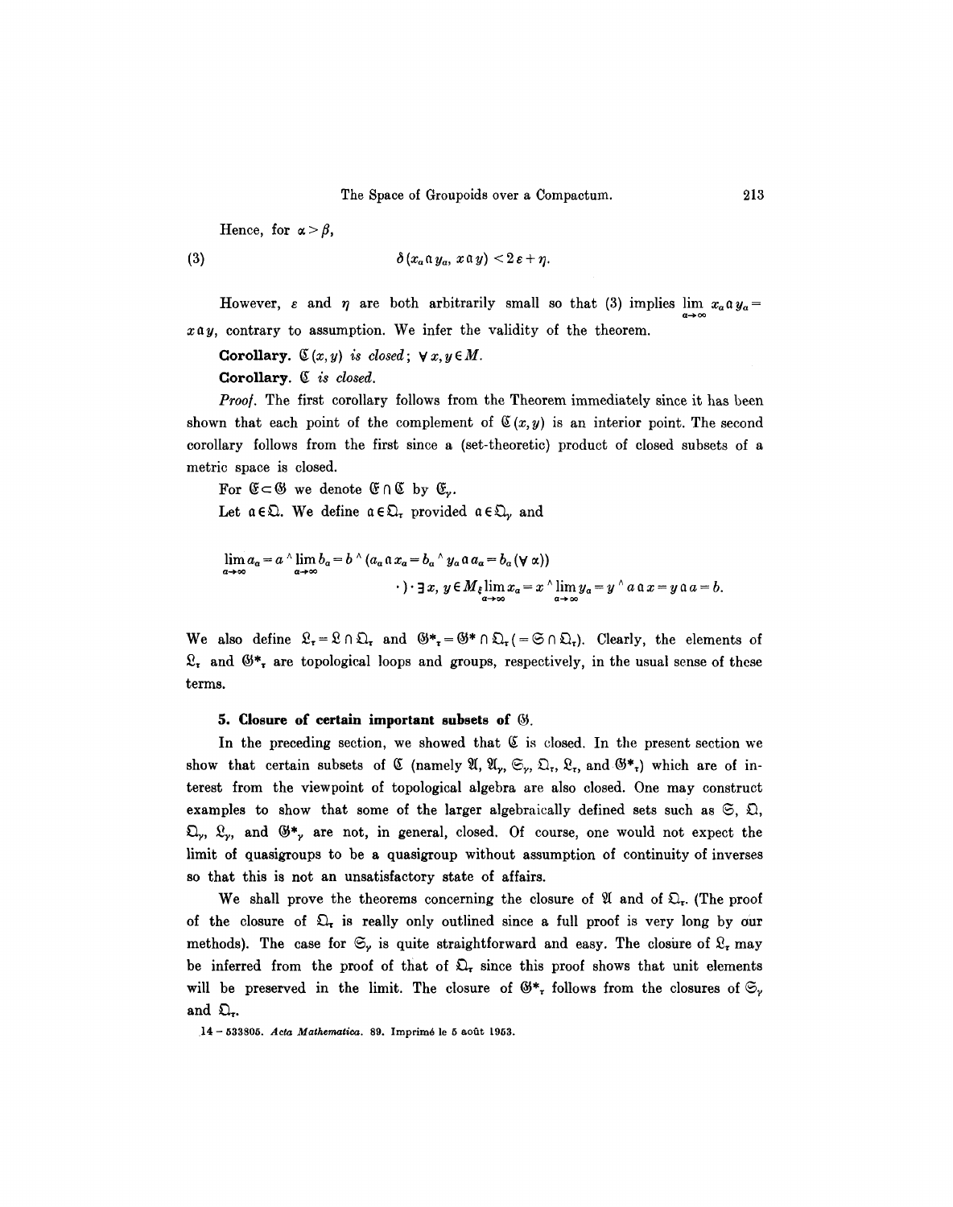Hence, for $\alpha > \beta$,

$$\delta(x_\alpha \mathfrak{a} y_\alpha, x \mathfrak{a} y) < 2\varepsilon + \eta. \tag{3}$$

However, $\varepsilon$ and $\eta$ are both arbitrarily small so that (3) implies $\lim_{\alpha \to \infty} x_\alpha \mathfrak{a} y_\alpha = x \mathfrak{a} y$, contrary to assumption. We infer the validity of the theorem.

**Corollary.** *$\mathfrak{C}(x, y)$ is closed; $\forall x, y \in M$.*

**Corollary.** *$\mathfrak{C}$ is closed.*

*Proof.* The first corollary follows from the Theorem immediately since it has been shown that each point of the complement of $\mathfrak{C}(x, y)$ is an interior point. The second corollary follows from the first since a (set-theoretic) product of closed subsets of a metric space is closed.

For $\mathfrak{E} \subset \mathfrak{G}$ we denote $\mathfrak{E} \cap \mathfrak{C}$ by $\mathfrak{E}_\gamma$.

Let $\mathfrak{a} \in \mathfrak{Q}$. We define $\mathfrak{a} \in \mathfrak{Q}_\tau$ provided $\mathfrak{a} \in \mathfrak{Q}_\gamma$ and

$$\lim_{\alpha \to \infty} a_\alpha = a \wedge \lim_{\alpha \to \infty} b_\alpha = b \wedge (a_\alpha \mathfrak{a} x_\alpha = b_\alpha \wedge y_\alpha \mathfrak{a} a_\alpha = b_\alpha (\forall \alpha))$$
$$\cdot) \cdot \exists x, y \in M_\xi \lim_{\alpha \to \infty} x_\alpha = x \wedge \lim_{\alpha \to \infty} y_\alpha = y \wedge a \mathfrak{a} x = y \mathfrak{a} a = b.$$

We also define $\mathfrak{L}_\tau = \mathfrak{L} \cap \mathfrak{Q}_\tau$ and $\mathfrak{G}^*_\tau = \mathfrak{G}^* \cap \mathfrak{Q}_\tau (= \mathfrak{S} \cap \mathfrak{Q}_\tau)$. Clearly, the elements of $\mathfrak{L}_\tau$ and $\mathfrak{G}^*_\tau$ are topological loops and groups, respectively, in the usual sense of these terms.

### 5. Closure of certain important subsets of $\mathfrak{G}$.

In the preceding section, we showed that $\mathfrak{C}$ is closed. In the present section we show that certain subsets of $\mathfrak{C}$ (namely $\mathfrak{A}$, $\mathfrak{A}_\gamma$, $\mathfrak{S}_\gamma$, $\mathfrak{Q}_\tau$, $\mathfrak{L}_\tau$, and $\mathfrak{G}^*_\tau$) which are of interest from the viewpoint of topological algebra are also closed. One may construct examples to show that some of the larger algebraically defined sets such as $\mathfrak{S}$, $\mathfrak{Q}$, $\mathfrak{Q}_\gamma$, $\mathfrak{L}_\gamma$, and $\mathfrak{G}^*_\gamma$ are not, in general, closed. Of course, one would not expect the limit of quasigroups to be a quasigroup without assumption of continuity of inverses so that this is not an unsatisfactory state of affairs.

We shall prove the theorems concerning the closure of $\mathfrak{A}$ and of $\mathfrak{Q}_\tau$. (The proof of the closure of $\mathfrak{Q}_\tau$ is really only outlined since a full proof is very long by our methods). The case for $\mathfrak{S}_\gamma$ is quite straightforward and easy. The closure of $\mathfrak{L}_\tau$ may be inferred from the proof of that of $\mathfrak{Q}_\tau$ since this proof shows that unit elements will be preserved in the limit. The closure of $\mathfrak{G}^*_\tau$ follows from the closures of $\mathfrak{S}_\gamma$ and $\mathfrak{Q}_\tau$.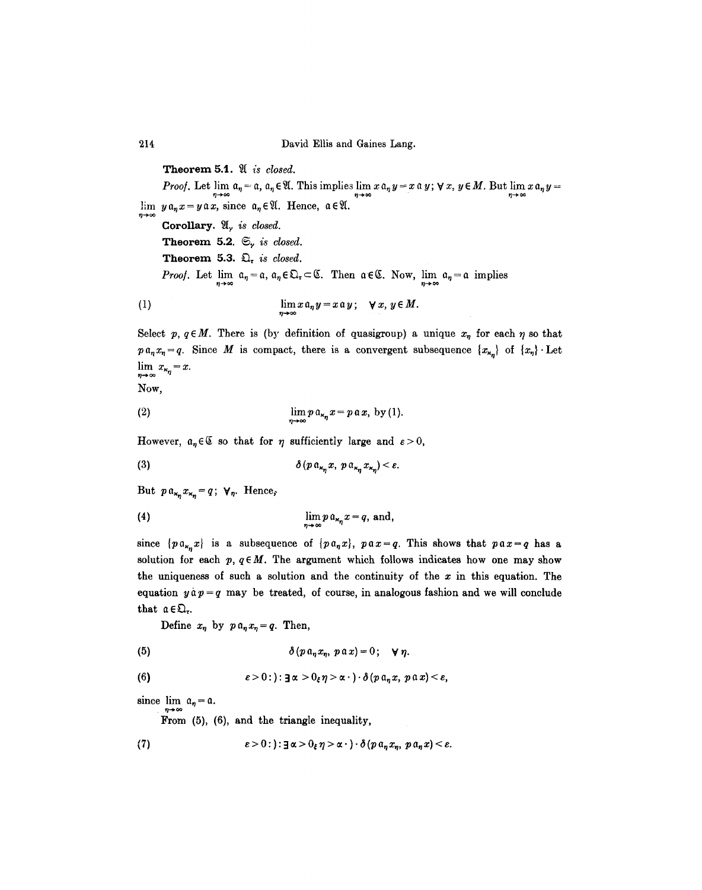**Theorem 5.1.** $\mathfrak{A}$ *is closed.*

*Proof.* Let $\lim_{\eta\to\infty} \mathfrak{a}_\eta = \mathfrak{a}$, $\mathfrak{a}_\eta \in \mathfrak{A}$. This implies $\lim_{\eta\to\infty} x\,\mathfrak{a}_\eta y = x\,\mathfrak{a}\,y$; $\forall\, x, y \in M$. But $\lim_{\eta\to\infty} x\,\mathfrak{a}_\eta y = \lim_{\eta\to\infty} y\,\mathfrak{a}_\eta x = y\,\mathfrak{a}\,x$, since $\mathfrak{a}_\eta \in \mathfrak{A}$. Hence, $\mathfrak{a} \in \mathfrak{A}$.

**Corollary.** $\mathfrak{A}_\gamma$ *is closed.*

**Theorem 5.2.** $\mathfrak{S}_\gamma$ *is closed.*

**Theorem 5.3.** $\mathfrak{Q}_\tau$ *is closed.*

*Proof.* Let $\lim_{\eta\to\infty} \mathfrak{a}_\eta = \mathfrak{a}$, $\mathfrak{a}_\eta \in \mathfrak{Q}_\tau \subset \mathfrak{C}$. Then $\mathfrak{a} \in \mathfrak{C}$. Now, $\lim_{\eta\to\infty} \mathfrak{a}_\eta = \mathfrak{a}$ implies

$$\lim_{\eta\to\infty} x\,\mathfrak{a}_\eta y = x\,\mathfrak{a}\,y; \quad \forall\, x, y \in M. \tag{1}$$

Select $p, q \in M$. There is (by definition of quasigroup) a unique $x_\eta$ for each $\eta$ so that $p\,\mathfrak{a}_\eta x_\eta = q$. Since $M$ is compact, there is a convergent subsequence $\{x_{\varkappa_\eta}\}$ of $\{x_\eta\}$. Let $\lim_{\eta\to\infty} x_{\varkappa_\eta} = x$.

Now,

$$\lim_{\eta\to\infty} p\,\mathfrak{a}_{\varkappa_\eta} x = p\,\mathfrak{a}\,x, \text{ by (1).} \tag{2}$$

However, $\mathfrak{a}_\eta \in \mathfrak{C}$ so that for $\eta$ sufficiently large and $\varepsilon > 0$,

$$\delta(p\,\mathfrak{a}_{\varkappa_\eta} x,\, p\,\mathfrak{a}_{\varkappa_\eta} x_{\varkappa_\eta}) < \varepsilon. \tag{3}$$

But $p\,\mathfrak{a}_{\varkappa_\eta} x_{\varkappa_\eta} = q$; $\forall\,\eta$. Hence,

$$\lim_{\eta\to\infty} p\,\mathfrak{a}_{\varkappa_\eta} x = q, \text{ and,} \tag{4}$$

since $\{p\,\mathfrak{a}_{\varkappa_\eta} x\}$ is a subsequence of $\{p\,\mathfrak{a}_\eta x\}$, $p\,\mathfrak{a}\,x = q$. This shows that $p\,\mathfrak{a}\,x = q$ has a solution for each $p, q \in M$. The argument which follows indicates how one may show the uniqueness of such a solution and the continuity of the $x$ in this equation. The equation $y\,\mathfrak{a}\,p = q$ may be treated, of course, in analogous fashion and we will conclude that $\mathfrak{a} \in \mathfrak{Q}_\tau$.

Define $x_\eta$ by $p\,\mathfrak{a}_\eta x_\eta = q$. Then,

$$\delta(p\,\mathfrak{a}_\eta x_\eta,\, p\,\mathfrak{a}\,x) = 0; \quad \forall\,\eta. \tag{5}$$

$$\varepsilon > 0 : ) : \exists\, \alpha > 0_\xi\, \eta > \alpha \cdot ) \cdot \delta(p\,\mathfrak{a}_\eta x,\, p\,\mathfrak{a}\,x) < \varepsilon, \tag{6}$$

since $\lim_{\eta\to\infty} \mathfrak{a}_\eta = \mathfrak{a}$.

From (5), (6), and the triangle inequality,

$$\varepsilon > 0 : ) : \exists\, \alpha > 0_\xi\, \eta > \alpha \cdot ) \cdot \delta(p\,\mathfrak{a}_\eta x_\eta,\, p\,\mathfrak{a}_\eta x) < \varepsilon. \tag{7}$$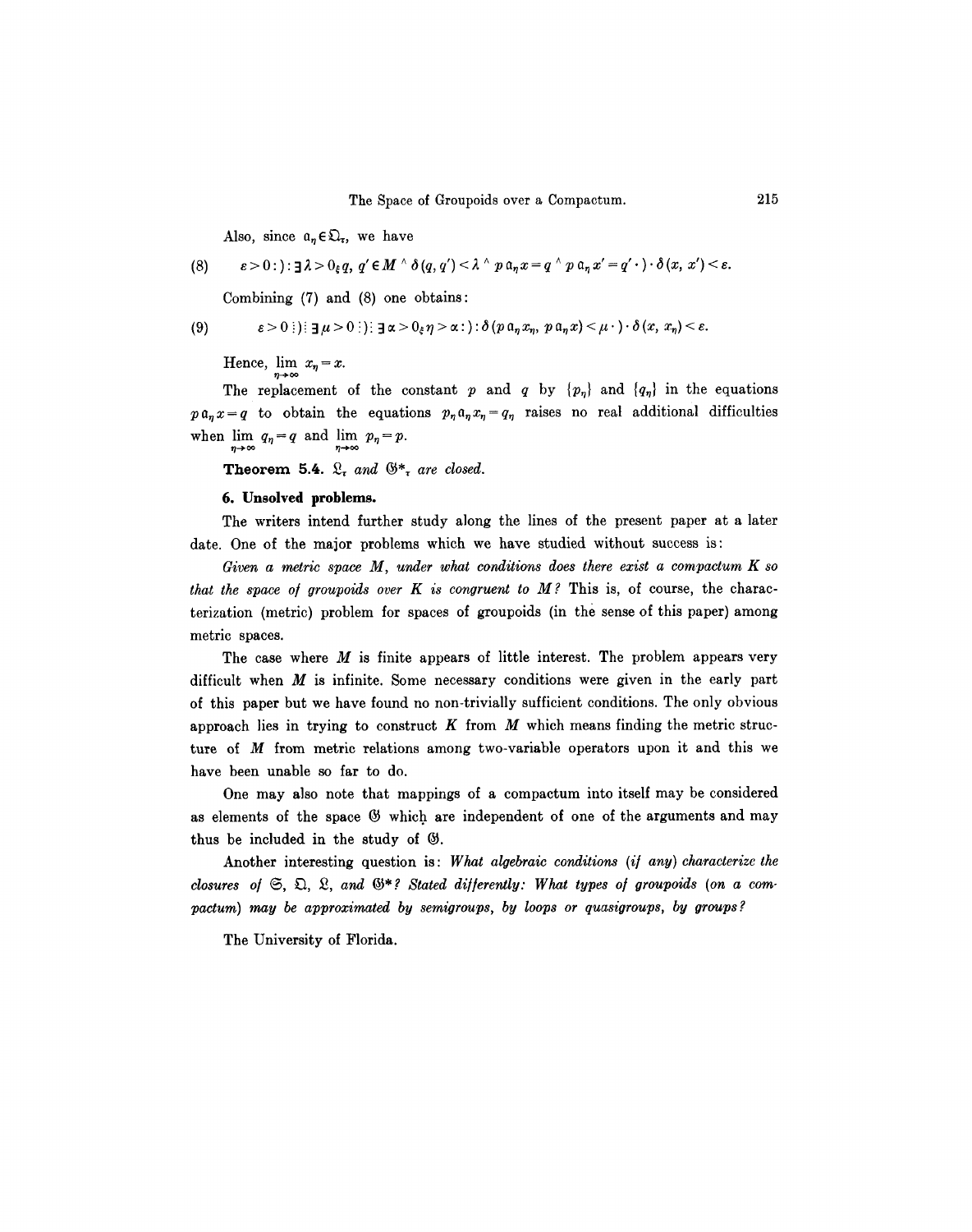Also, since $\mathfrak{a}_\eta \in \mathfrak{Q}_\tau$, we have

$$(8) \qquad \varepsilon > 0 : ) : \exists \lambda > 0 \,\vdots\, q,\ q' \in M \wedge \delta(q, q') < \lambda \wedge p\,\mathfrak{a}_\eta x = q \wedge p\,\mathfrak{a}_\eta x' = q' \cdot ) \cdot \delta(x, x') < \varepsilon.$$

Combining (7) and (8) one obtains:

$$(9) \qquad \varepsilon > 0 \,\vdots) \vdots\, \exists \mu > 0 \,\vdots) \vdots\, \exists \alpha > 0 \,\vdots\, \eta > \alpha : ) : \delta(p\,\mathfrak{a}_\eta x_\eta,\ p\,\mathfrak{a}_\eta x) < \mu \cdot ) \cdot \delta(x, x_\eta) < \varepsilon.$$

Hence, $\lim_{\eta \to \infty} x_\eta = x$.

The replacement of the constant $p$ and $q$ by $\{p_\eta\}$ and $\{q_\eta\}$ in the equations $p\,\mathfrak{a}_\eta x = q$ to obtain the equations $p_\eta \mathfrak{a}_\eta x_\eta = q_\eta$ raises no real additional difficulties when $\lim_{\eta \to \infty} q_\eta = q$ and $\lim_{\eta \to \infty} p_\eta = p$.

**Theorem 5.4.** *$\mathfrak{L}_\tau$ and $\mathfrak{G}^*_\tau$ are closed.*

## 6. Unsolved problems.

The writers intend further study along the lines of the present paper at a later date. One of the major problems which we have studied without success is:

*Given a metric space $M$, under what conditions does there exist a compactum $K$ so that the space of groupoids over $K$ is congruent to $M$?* This is, of course, the characterization (metric) problem for spaces of groupoids (in the sense of this paper) among metric spaces.

The case where $M$ is finite appears of little interest. The problem appears very difficult when $M$ is infinite. Some necessary conditions were given in the early part of this paper but we have found no non-trivially sufficient conditions. The only obvious approach lies in trying to construct $K$ from $M$ which means finding the metric structure of $M$ from metric relations among two-variable operators upon it and this we have been unable so far to do.

One may also note that mappings of a compactum into itself may be considered as elements of the space $\mathfrak{G}$ which are independent of one of the arguments and may thus be included in the study of $\mathfrak{G}$.

Another interesting question is: *What algebraic conditions (if any) characterize the closures of $\mathfrak{S}$, $\mathfrak{Q}$, $\mathfrak{L}$, and $\mathfrak{G}^*$? Stated differently: What types of groupoids (on a compactum) may be approximated by semigroups, by loops or quasigroups, by groups?*

The University of Florida.